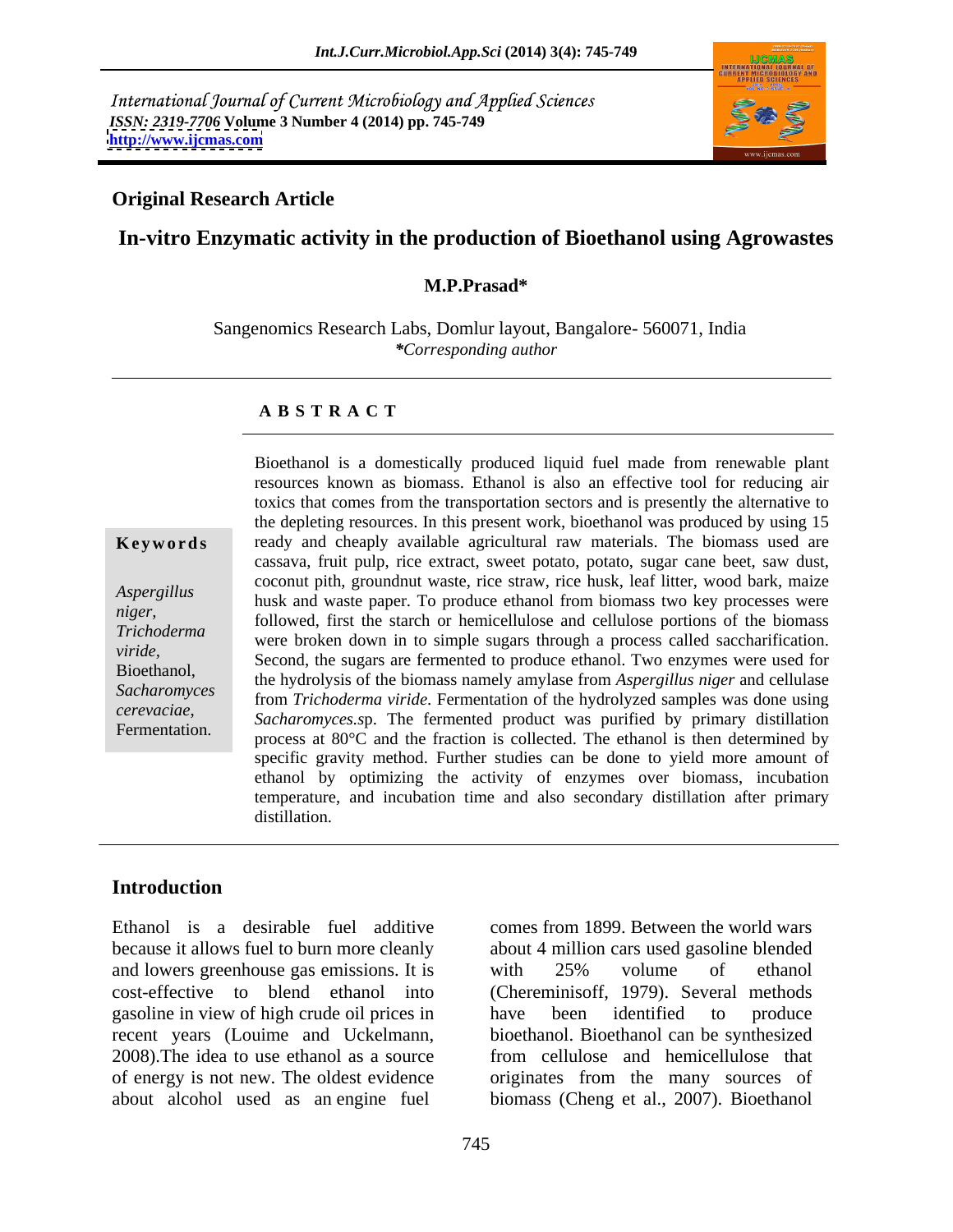International Journal of Current Microbiology and Applied Sciences
*ISSN: 2319-7706* **Volume 3 Number 4 (2014) pp. 745-749**
**http://www.ijcmas.com**

**Original Research Article**

# In-vitro Enzymatic activity in the production of Bioethanol using Agrowastes

**M.P.Prasad***

Sangenomics Research Labs, Domlur layout, Bangalore- 560071, India
***Corresponding author**

## ABSTRACT

**Keywords**

*Aspergillus niger*, *Trichoderma viride*, Bioethanol, *Sacharomyces cerevaciae*, Fermentation.

Bioethanol is a domestically produced liquid fuel made from renewable plant resources known as biomass. Ethanol is also an effective tool for reducing air toxics that comes from the transportation sectors and is presently the alternative to the depleting resources. In this present work, bioethanol was produced by using 15 ready and cheaply available agricultural raw materials. The biomass used are cassava, fruit pulp, rice extract, sweet potato, potato, sugar cane beet, saw dust, coconut pith, groundnut waste, rice straw, rice husk, leaf litter, wood bark, maize husk and waste paper. To produce ethanol from biomass two key processes were followed, first the starch or hemicellulose and cellulose portions of the biomass were broken down in to simple sugars through a process called saccharification. Second, the sugars are fermented to produce ethanol. Two enzymes were used for the hydrolysis of the biomass namely amylase from *Aspergillus niger* and cellulase from *Trichoderma viride*. Fermentation of the hydrolyzed samples was done using *Sacharomyces.sp*. The fermented product was purified by primary distillation process at 80°C and the fraction is collected. The ethanol is then determined by specific gravity method. Further studies can be done to yield more amount of ethanol by optimizing the activity of enzymes over biomass, incubation temperature, and incubation time and also secondary distillation after primary distillation.

## Introduction

Ethanol is a desirable fuel additive because it allows fuel to burn more cleanly and lowers greenhouse gas emissions. It is cost-effective to blend ethanol into gasoline in view of high crude oil prices in recent years (Louime and Uckelmann, 2008).The idea to use ethanol as a source of energy is not new. The oldest evidence about alcohol used as an engine fuel comes from 1899. Between the world wars about 4 million cars used gasoline blended with 25% volume of ethanol (Chereminisoff, 1979). Several methods have been identified to produce bioethanol. Bioethanol can be synthesized from cellulose and hemicellulose that originates from the many sources of biomass (Cheng et al., 2007). Bioethanol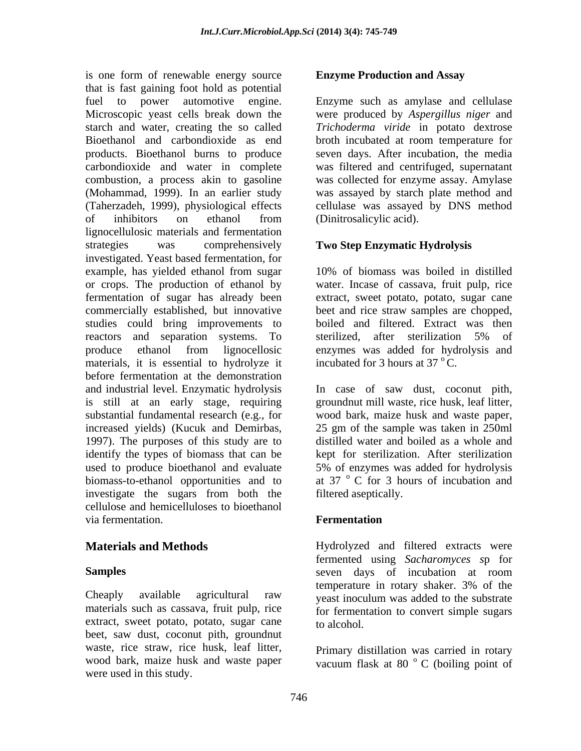is one form of renewable energy source that is fast gaining foot hold as potential fuel to power automotive engine. Microscopic yeast cells break down the starch and water, creating the so called Bioethanol and carbondioxide as end products. Bioethanol burns to produce carbondioxide and water in complete combustion, a process akin to gasoline (Mohammad, 1999). In an earlier study (Taherzadeh, 1999), physiological effects of inhibitors on ethanol from lignocellulosic materials and fermentation strategies was comprehensively investigated. Yeast based fermentation, for example, has yielded ethanol from sugar or crops. The production of ethanol by fermentation of sugar has already been commercially established, but innovative studies could bring improvements to reactors and separation systems. To produce ethanol from lignocellosic materials, it is essential to hydrolyze it before fermentation at the demonstration and industrial level. Enzymatic hydrolysis is still at an early stage, requiring substantial fundamental research (e.g., for increased yields) (Kucuk and Demirbas, 1997). The purposes of this study are to identify the types of biomass that can be used to produce bioethanol and evaluate biomass-to-ethanol opportunities and to investigate the sugars from both the cellulose and hemicelluloses to bioethanol via fermentation.

## Materials and Methods

### Samples

Cheaply available agricultural raw materials such as cassava, fruit pulp, rice extract, sweet potato, potato, sugar cane beet, saw dust, coconut pith, groundnut waste, rice straw, rice husk, leaf litter, wood bark, maize husk and waste paper were used in this study.

### Enzyme Production and Assay

Enzyme such as amylase and cellulase were produced by *Aspergillus niger* and *Trichoderma viride* in potato dextrose broth incubated at room temperature for seven days. After incubation, the media was filtered and centrifuged, supernatant was collected for enzyme assay. Amylase was assayed by starch plate method and cellulase was assayed by DNS method (Dinitrosalicylic acid).

### Two Step Enzymatic Hydrolysis

10% of biomass was boiled in distilled water. Incase of cassava, fruit pulp, rice extract, sweet potato, potato, sugar cane beet and rice straw samples are chopped, boiled and filtered. Extract was then sterilized, after sterilization 5% of enzymes was added for hydrolysis and incubated for 3 hours at 37 $^{o}$C.

In case of saw dust, coconut pith, groundnut mill waste, rice husk, leaf litter, wood bark, maize husk and waste paper, 25 gm of the sample was taken in 250ml distilled water and boiled as a whole and kept for sterilization. After sterilization 5% of enzymes was added for hydrolysis at 37 $^{o}$ C for 3 hours of incubation and filtered aseptically.

### Fermentation

Hydrolyzed and filtered extracts were fermented using *Sacharomyces s*p for seven days of incubation at room temperature in rotary shaker. 3% of the yeast inoculum was added to the substrate for fermentation to convert simple sugars to alcohol.

Primary distillation was carried in rotary vacuum flask at 80 $^{o}$ C (boiling point of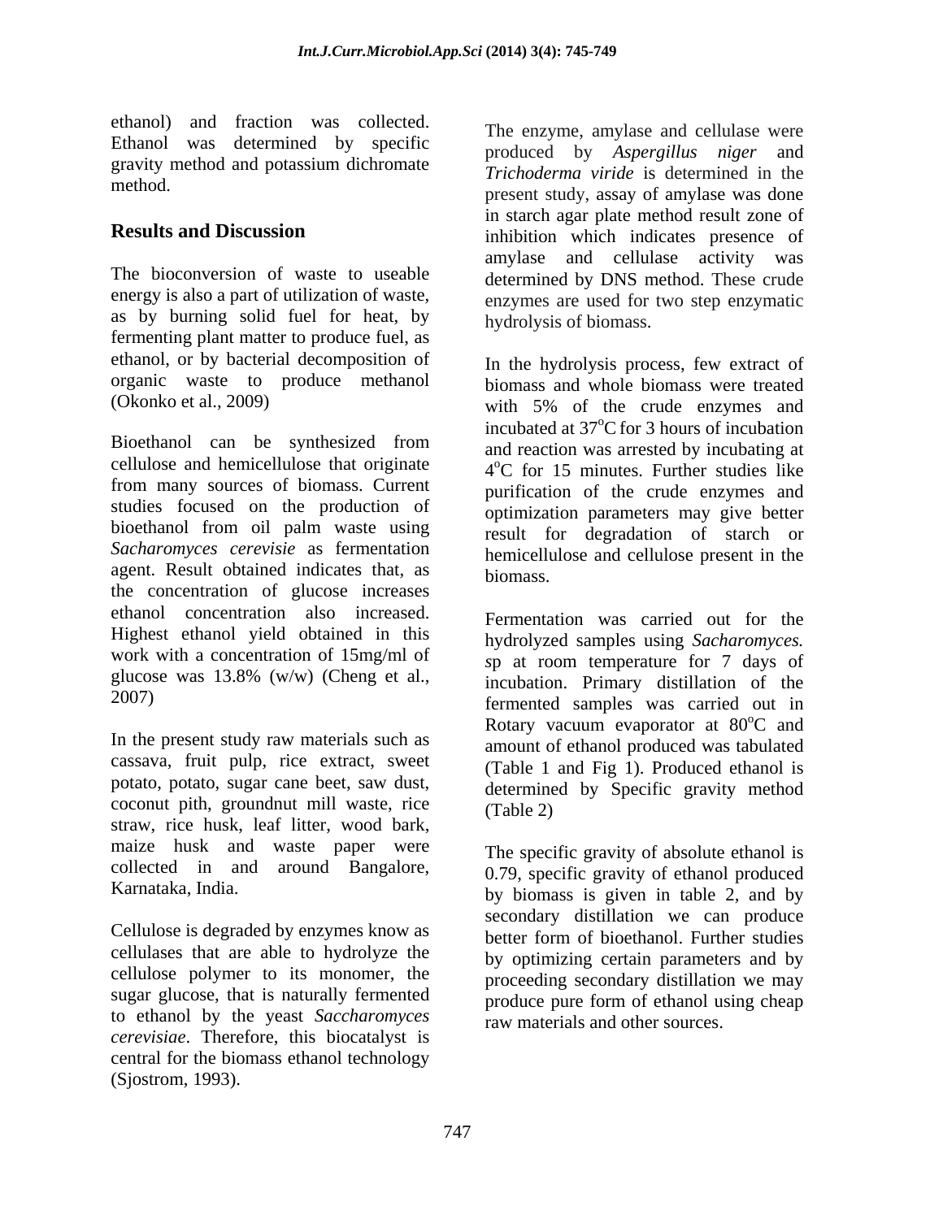ethanol) and fraction was collected. Ethanol was determined by specific gravity method and potassium dichromate method.

## Results and Discussion

The bioconversion of waste to useable energy is also a part of utilization of waste, as by burning solid fuel for heat, by fermenting plant matter to produce fuel, as ethanol, or by bacterial decomposition of organic waste to produce methanol (Okonko et al., 2009)

Bioethanol can be synthesized from cellulose and hemicellulose that originate from many sources of biomass. Current studies focused on the production of bioethanol from oil palm waste using *Sacharomyces cerevisie* as fermentation agent. Result obtained indicates that, as the concentration of glucose increases ethanol concentration also increased. Highest ethanol yield obtained in this work with a concentration of 15mg/ml of glucose was 13.8% (w/w) (Cheng et al., 2007)

In the present study raw materials such as cassava, fruit pulp, rice extract, sweet potato, potato, sugar cane beet, saw dust, coconut pith, groundnut mill waste, rice straw, rice husk, leaf litter, wood bark, maize husk and waste paper were collected in and around Bangalore, Karnataka, India.

Cellulose is degraded by enzymes know as cellulases that are able to hydrolyze the cellulose polymer to its monomer, the sugar glucose, that is naturally fermented to ethanol by the yeast *Saccharomyces cerevisiae*. Therefore, this biocatalyst is central for the biomass ethanol technology (Sjostrom, 1993).

The enzyme, amylase and cellulase were produced by *Aspergillus niger* and *Trichoderma viride* is determined in the present study, assay of amylase was done in starch agar plate method result zone of inhibition which indicates presence of amylase and cellulase activity was determined by DNS method. These crude enzymes are used for two step enzymatic hydrolysis of biomass.

In the hydrolysis process, few extract of biomass and whole biomass were treated with 5% of the crude enzymes and incubated at 37$^{o}$C for 3 hours of incubation and reaction was arrested by incubating at 4$^{o}$C for 15 minutes. Further studies like purification of the crude enzymes and optimization parameters may give better result for degradation of starch or hemicellulose and cellulose present in the biomass.

Fermentation was carried out for the hydrolyzed samples using *Sacharomyces. sp* at room temperature for 7 days of incubation. Primary distillation of the fermented samples was carried out in Rotary vacuum evaporator at 80$^{o}$C and amount of ethanol produced was tabulated (Table 1 and Fig 1). Produced ethanol is determined by Specific gravity method (Table 2)

The specific gravity of absolute ethanol is 0.79, specific gravity of ethanol produced by biomass is given in table 2, and by secondary distillation we can produce better form of bioethanol. Further studies by optimizing certain parameters and by proceeding secondary distillation we may produce pure form of ethanol using cheap raw materials and other sources.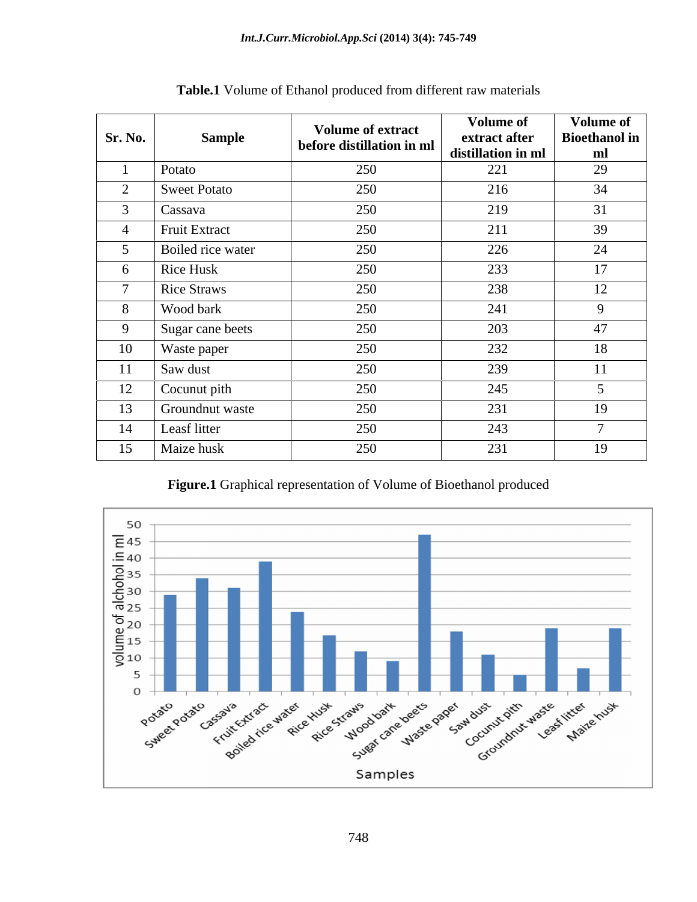**Table.1** Volume of Ethanol produced from different raw materials

| Sr. No. | Sample | Volume of extract before distillation in ml | Volume of extract after distillation in ml | Volume of Bioethanol in ml |
|---|---|---|---|---|
| 1 | Potato | 250 | 221 | 29 |
| 2 | Sweet Potato | 250 | 216 | 34 |
| 3 | Cassava | 250 | 219 | 31 |
| 4 | Fruit Extract | 250 | 211 | 39 |
| 5 | Boiled rice water | 250 | 226 | 24 |
| 6 | Rice Husk | 250 | 233 | 17 |
| 7 | Rice Straws | 250 | 238 | 12 |
| 8 | Wood bark | 250 | 241 | 9 |
| 9 | Sugar cane beets | 250 | 203 | 47 |
| 10 | Waste paper | 250 | 232 | 18 |
| 11 | Saw dust | 250 | 239 | 11 |
| 12 | Cocunut pith | 250 | 245 | 5 |
| 13 | Groundnut waste | 250 | 231 | 19 |
| 14 | Leasf litter | 250 | 243 | 7 |
| 15 | Maize husk | 250 | 231 | 19 |

**Figure.1** Graphical representation of Volume of Bioethanol produced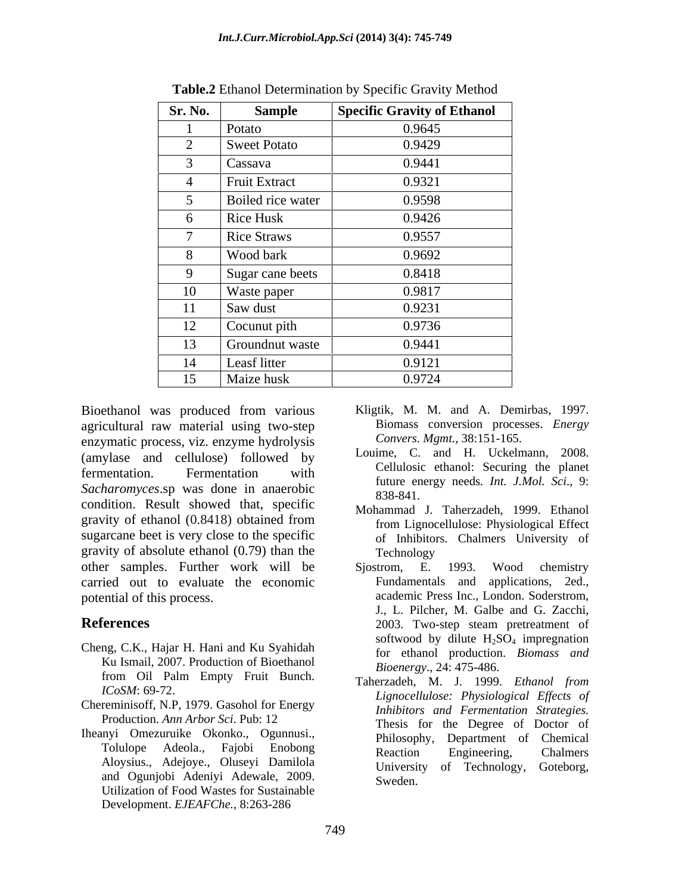**Table.2** Ethanol Determination by Specific Gravity Method

| Sr. No. | Sample | Specific Gravity of Ethanol |
|---|---|---|
| 1 | Potato | 0.9645 |
| 2 | Sweet Potato | 0.9429 |
| 3 | Cassava | 0.9441 |
| 4 | Fruit Extract | 0.9321 |
| 5 | Boiled rice water | 0.9598 |
| 6 | Rice Husk | 0.9426 |
| 7 | Rice Straws | 0.9557 |
| 8 | Wood bark | 0.9692 |
| 9 | Sugar cane beets | 0.8418 |
| 10 | Waste paper | 0.9817 |
| 11 | Saw dust | 0.9231 |
| 12 | Cocunut pith | 0.9736 |
| 13 | Groundnut waste | 0.9441 |
| 14 | Leasf litter | 0.9121 |
| 15 | Maize husk | 0.9724 |

Bioethanol was produced from various agricultural raw material using two-step enzymatic process, viz. enzyme hydrolysis (amylase and cellulose) followed by fermentation. Fermentation with *Sacharomyces*.sp was done in anaerobic condition. Result showed that, specific gravity of ethanol (0.8418) obtained from sugarcane beet is very close to the specific gravity of absolute ethanol (0.79) than the other samples. Further work will be carried out to evaluate the economic potential of this process.

## References

Cheng, C.K., Hajar H. Hani and Ku Syahidah Ku Ismail, 2007. Production of Bioethanol from Oil Palm Empty Fruit Bunch. *ICoSM*: 69-72.

Chereminisoff, N.P, 1979. Gasohol for Energy Production. *Ann Arbor Sci*. Pub: 12

Iheanyi Omezuruike Okonko., Ogunnusi., Tolulope Adeola., Fajobi Enobong Aloysius., Adejoye., Oluseyi Damilola and Ogunjobi Adeniyi Adewale, 2009. Utilization of Food Wastes for Sustainable Development. *EJEAFChe.*, 8:263-286

Kligtik, M. M. and A. Demirbas, 1997. Biomass conversion processes. *Energy Convers. Mgmt.*, 38:151-165.

Louime, C. and H. Uckelmann, 2008. Cellulosic ethanol: Securing the planet future energy needs. *Int. J.Mol. Sci*., 9: 838-841.

Mohammad J. Taherzadeh, 1999. Ethanol from Lignocellulose: Physiological Effect of Inhibitors. Chalmers University of Technology

Sjostrom, E. 1993. Wood chemistry Fundamentals and applications, 2ed., academic Press Inc., London. Soderstrom, J., L. Pilcher, M. Galbe and G. Zacchi, 2003. Two-step steam pretreatment of softwood by dilute $H_2SO_4$ impregnation for ethanol production. *Biomass and Bioenergy.*, 24: 475-486.

Taherzadeh, M. J. 1999. *Ethanol from Lignocellulose: Physiological Effects of Inhibitors and Fermentation Strategies.* Thesis for the Degree of Doctor of Philosophy, Department of Chemical Reaction Engineering, Chalmers University of Technology, Goteborg, Sweden.